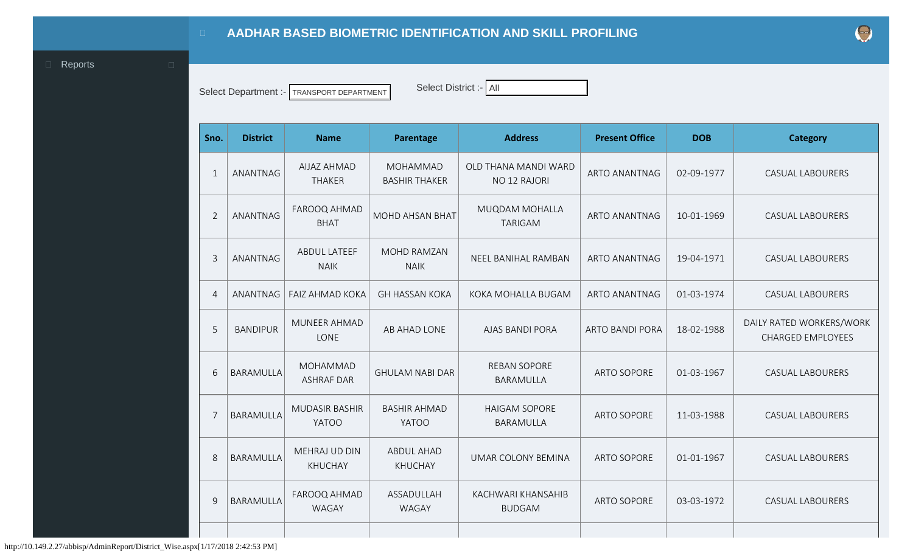# AADHAR BASED BIOMETRIC IDENTIFICATION AND SKILL PROFILING

Reports

Select Department :- TRANSPORT DEPARTMENT

Select District :- All

| Sno. | District | Name | Parentage | Address | Present Office | DOB | Category |
|---|---|---|---|---|---|---|---|
| 1 | ANANTNAG | AIJAZ AHMAD THAKER | MOHAMMAD BASHIR THAKER | OLD THANA MANDI WARD NO 12 RAJORI | ARTO ANANTNAG | 02-09-1977 | CASUAL LABOURERS |
| 2 | ANANTNAG | FAROOQ AHMAD BHAT | MOHD AHSAN BHAT | MUQDAM MOHALLA TARIGAM | ARTO ANANTNAG | 10-01-1969 | CASUAL LABOURERS |
| 3 | ANANTNAG | ABDUL LATEEF NAIK | MOHD RAMZAN NAIK | NEEL BANIHAL RAMBAN | ARTO ANANTNAG | 19-04-1971 | CASUAL LABOURERS |
| 4 | ANANTNAG | FAIZ AHMAD KOKA | GH HASSAN KOKA | KOKA MOHALLA BUGAM | ARTO ANANTNAG | 01-03-1974 | CASUAL LABOURERS |
| 5 | BANDIPUR | MUNEER AHMAD LONE | AB AHAD LONE | AJAS BANDI PORA | ARTO BANDI PORA | 18-02-1988 | DAILY RATED WORKERS/WORK CHARGED EMPLOYEES |
| 6 | BARAMULLA | MOHAMMAD ASHRAF DAR | GHULAM NABI DAR | REBAN SOPORE BARAMULLA | ARTO SOPORE | 01-03-1967 | CASUAL LABOURERS |
| 7 | BARAMULLA | MUDASIR BASHIR YATOO | BASHIR AHMAD YATOO | HAIGAM SOPORE BARAMULLA | ARTO SOPORE | 11-03-1988 | CASUAL LABOURERS |
| 8 | BARAMULLA | MEHRAJ UD DIN KHUCHAY | ABDUL AHAD KHUCHAY | UMAR COLONY BEMINA | ARTO SOPORE | 01-01-1967 | CASUAL LABOURERS |
| 9 | BARAMULLA | FAROOQ AHMAD WAGAY | ASSADULLAH WAGAY | KACHWARI KHANSAHIB BUDGAM | ARTO SOPORE | 03-03-1972 | CASUAL LABOURERS |

http://10.149.2.27/abbisp/AdminReport/District_Wise.aspx[1/17/2018 2:42:53 PM]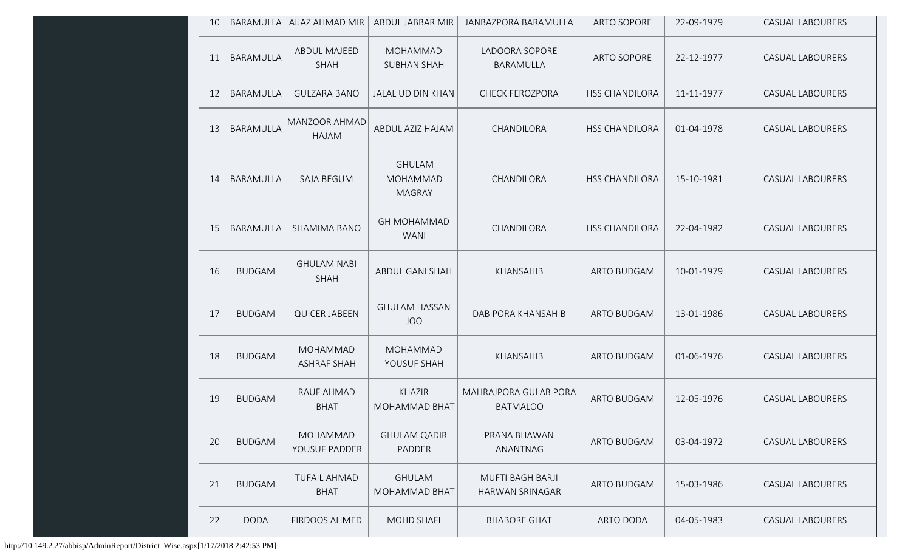| 10 | BARAMULLA | AIJAZ AHMAD MIR | ABDUL JABBAR MIR | JANBAZPORA BARAMULLA | ARTO SOPORE | 22-09-1979 | CASUAL LABOURERS |
|---|---|---|---|---|---|---|---|
| 11 | BARAMULLA | ABDUL MAJEED SHAH | MOHAMMAD SUBHAN SHAH | LADOORA SOPORE BARAMULLA | ARTO SOPORE | 22-12-1977 | CASUAL LABOURERS |
| 12 | BARAMULLA | GULZARA BANO | JALAL UD DIN KHAN | CHECK FEROZPORA | HSS CHANDILORA | 11-11-1977 | CASUAL LABOURERS |
| 13 | BARAMULLA | MANZOOR AHMAD HAJAM | ABDUL AZIZ HAJAM | CHANDILORA | HSS CHANDILORA | 01-04-1978 | CASUAL LABOURERS |
| 14 | BARAMULLA | SAJA BEGUM | GHULAM MOHAMMAD MAGRAY | CHANDILORA | HSS CHANDILORA | 15-10-1981 | CASUAL LABOURERS |
| 15 | BARAMULLA | SHAMIMA BANO | GH MOHAMMAD WANI | CHANDILORA | HSS CHANDILORA | 22-04-1982 | CASUAL LABOURERS |
| 16 | BUDGAM | GHULAM NABI SHAH | ABDUL GANI SHAH | KHANSAHIB | ARTO BUDGAM | 10-01-1979 | CASUAL LABOURERS |
| 17 | BUDGAM | QUICER JABEEN | GHULAM HASSAN JOO | DABIPORA KHANSAHIB | ARTO BUDGAM | 13-01-1986 | CASUAL LABOURERS |
| 18 | BUDGAM | MOHAMMAD ASHRAF SHAH | MOHAMMAD YOUSUF SHAH | KHANSAHIB | ARTO BUDGAM | 01-06-1976 | CASUAL LABOURERS |
| 19 | BUDGAM | RAUF AHMAD BHAT | KHAZIR MOHAMMAD BHAT | MAHRAJPORA GULAB PORA BATMALOO | ARTO BUDGAM | 12-05-1976 | CASUAL LABOURERS |
| 20 | BUDGAM | MOHAMMAD YOUSUF PADDER | GHULAM QADIR PADDER | PRANA BHAWAN ANANTNAG | ARTO BUDGAM | 03-04-1972 | CASUAL LABOURERS |
| 21 | BUDGAM | TUFAIL AHMAD BHAT | GHULAM MOHAMMAD BHAT | MUFTI BAGH BARJI HARWAN SRINAGAR | ARTO BUDGAM | 15-03-1986 | CASUAL LABOURERS |
| 22 | DODA | FIRDOOS AHMED | MOHD SHAFI | BHABORE GHAT | ARTO DODA | 04-05-1983 | CASUAL LABOURERS |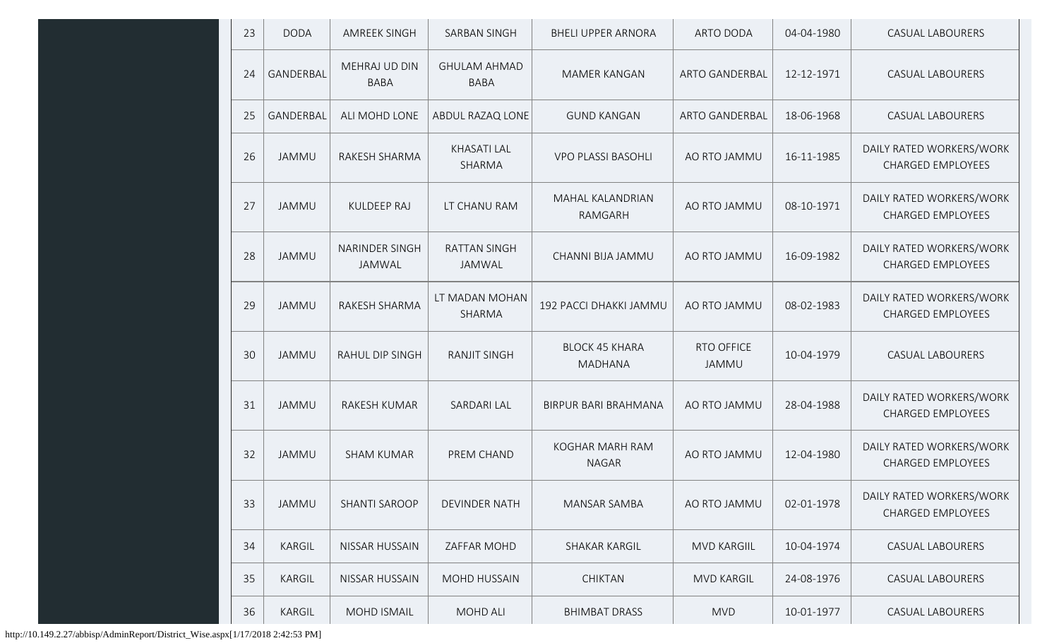| 23 | DODA | AMREEK SINGH | SARBAN SINGH | BHELI UPPER ARNORA | ARTO DODA | 04-04-1980 | CASUAL LABOURERS |
|---|---|---|---|---|---|---|---|
| 24 | GANDERBAL | MEHRAJ UD DIN BABA | GHULAM AHMAD BABA | MAMER KANGAN | ARTO GANDERBAL | 12-12-1971 | CASUAL LABOURERS |
| 25 | GANDERBAL | ALI MOHD LONE | ABDUL RAZAQ LONE | GUND KANGAN | ARTO GANDERBAL | 18-06-1968 | CASUAL LABOURERS |
| 26 | JAMMU | RAKESH SHARMA | KHASATI LAL SHARMA | VPO PLASSI BASOHLI | AO RTO JAMMU | 16-11-1985 | DAILY RATED WORKERS/WORK CHARGED EMPLOYEES |
| 27 | JAMMU | KULDEEP RAJ | LT CHANU RAM | MAHAL KALANDRIAN RAMGARH | AO RTO JAMMU | 08-10-1971 | DAILY RATED WORKERS/WORK CHARGED EMPLOYEES |
| 28 | JAMMU | NARINDER SINGH JAMWAL | RATTAN SINGH JAMWAL | CHANNI BIJA JAMMU | AO RTO JAMMU | 16-09-1982 | DAILY RATED WORKERS/WORK CHARGED EMPLOYEES |
| 29 | JAMMU | RAKESH SHARMA | LT MADAN MOHAN SHARMA | 192 PACCI DHAKKI JAMMU | AO RTO JAMMU | 08-02-1983 | DAILY RATED WORKERS/WORK CHARGED EMPLOYEES |
| 30 | JAMMU | RAHUL DIP SINGH | RANJIT SINGH | BLOCK 45 KHARA MADHANA | RTO OFFICE JAMMU | 10-04-1979 | CASUAL LABOURERS |
| 31 | JAMMU | RAKESH KUMAR | SARDARI LAL | BIRPUR BARI BRAHMANA | AO RTO JAMMU | 28-04-1988 | DAILY RATED WORKERS/WORK CHARGED EMPLOYEES |
| 32 | JAMMU | SHAM KUMAR | PREM CHAND | KOGHAR MARH RAM NAGAR | AO RTO JAMMU | 12-04-1980 | DAILY RATED WORKERS/WORK CHARGED EMPLOYEES |
| 33 | JAMMU | SHANTI SAROOP | DEVINDER NATH | MANSAR SAMBA | AO RTO JAMMU | 02-01-1978 | DAILY RATED WORKERS/WORK CHARGED EMPLOYEES |
| 34 | KARGIL | NISSAR HUSSAIN | ZAFFAR MOHD | SHAKAR KARGIL | MVD KARGIIL | 10-04-1974 | CASUAL LABOURERS |
| 35 | KARGIL | NISSAR HUSSAIN | MOHD HUSSAIN | CHIKTAN | MVD KARGIL | 24-08-1976 | CASUAL LABOURERS |
| 36 | KARGIL | MOHD ISMAIL | MOHD ALI | BHIMBAT DRASS | MVD | 10-01-1977 | CASUAL LABOURERS |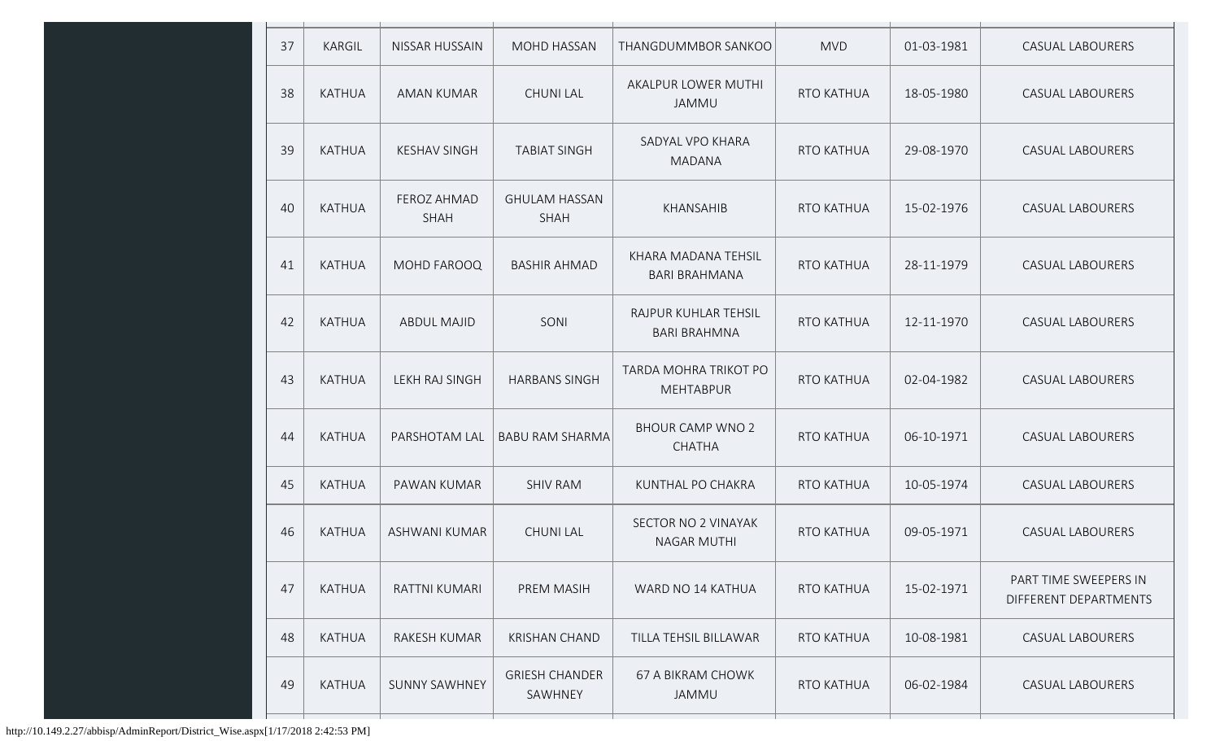| 37 | KARGIL | NISSAR HUSSAIN | MOHD HASSAN | THANGDUMMBOR SANKOO | MVD | 01-03-1981 | CASUAL LABOURERS |
|---|---|---|---|---|---|---|---|
| 38 | KATHUA | AMAN KUMAR | CHUNI LAL | AKALPUR LOWER MUTHI JAMMU | RTO KATHUA | 18-05-1980 | CASUAL LABOURERS |
| 39 | KATHUA | KESHAV SINGH | TABIAT SINGH | SADYAL VPO KHARA MADANA | RTO KATHUA | 29-08-1970 | CASUAL LABOURERS |
| 40 | KATHUA | FEROZ AHMAD SHAH | GHULAM HASSAN SHAH | KHANSAHIB | RTO KATHUA | 15-02-1976 | CASUAL LABOURERS |
| 41 | KATHUA | MOHD FAROOQ | BASHIR AHMAD | KHARA MADANA TEHSIL BARI BRAHMANA | RTO KATHUA | 28-11-1979 | CASUAL LABOURERS |
| 42 | KATHUA | ABDUL MAJID | SONI | RAJPUR KUHLAR TEHSIL BARI BRAHMNA | RTO KATHUA | 12-11-1970 | CASUAL LABOURERS |
| 43 | KATHUA | LEKH RAJ SINGH | HARBANS SINGH | TARDA MOHRA TRIKOT PO MEHTABPUR | RTO KATHUA | 02-04-1982 | CASUAL LABOURERS |
| 44 | KATHUA | PARSHOTAM LAL | BABU RAM SHARMA | BHOUR CAMP WNO 2 CHATHA | RTO KATHUA | 06-10-1971 | CASUAL LABOURERS |
| 45 | KATHUA | PAWAN KUMAR | SHIV RAM | KUNTHAL PO CHAKRA | RTO KATHUA | 10-05-1974 | CASUAL LABOURERS |
| 46 | KATHUA | ASHWANI KUMAR | CHUNI LAL | SECTOR NO 2 VINAYAK NAGAR MUTHI | RTO KATHUA | 09-05-1971 | CASUAL LABOURERS |
| 47 | KATHUA | RATTNI KUMARI | PREM MASIH | WARD NO 14 KATHUA | RTO KATHUA | 15-02-1971 | PART TIME SWEEPERS IN DIFFERENT DEPARTMENTS |
| 48 | KATHUA | RAKESH KUMAR | KRISHAN CHAND | TILLA TEHSIL BILLAWAR | RTO KATHUA | 10-08-1981 | CASUAL LABOURERS |
| 49 | KATHUA | SUNNY SAWHNEY | GRIESH CHANDER SAWHNEY | 67 A BIKRAM CHOWK JAMMU | RTO KATHUA | 06-02-1984 | CASUAL LABOURERS |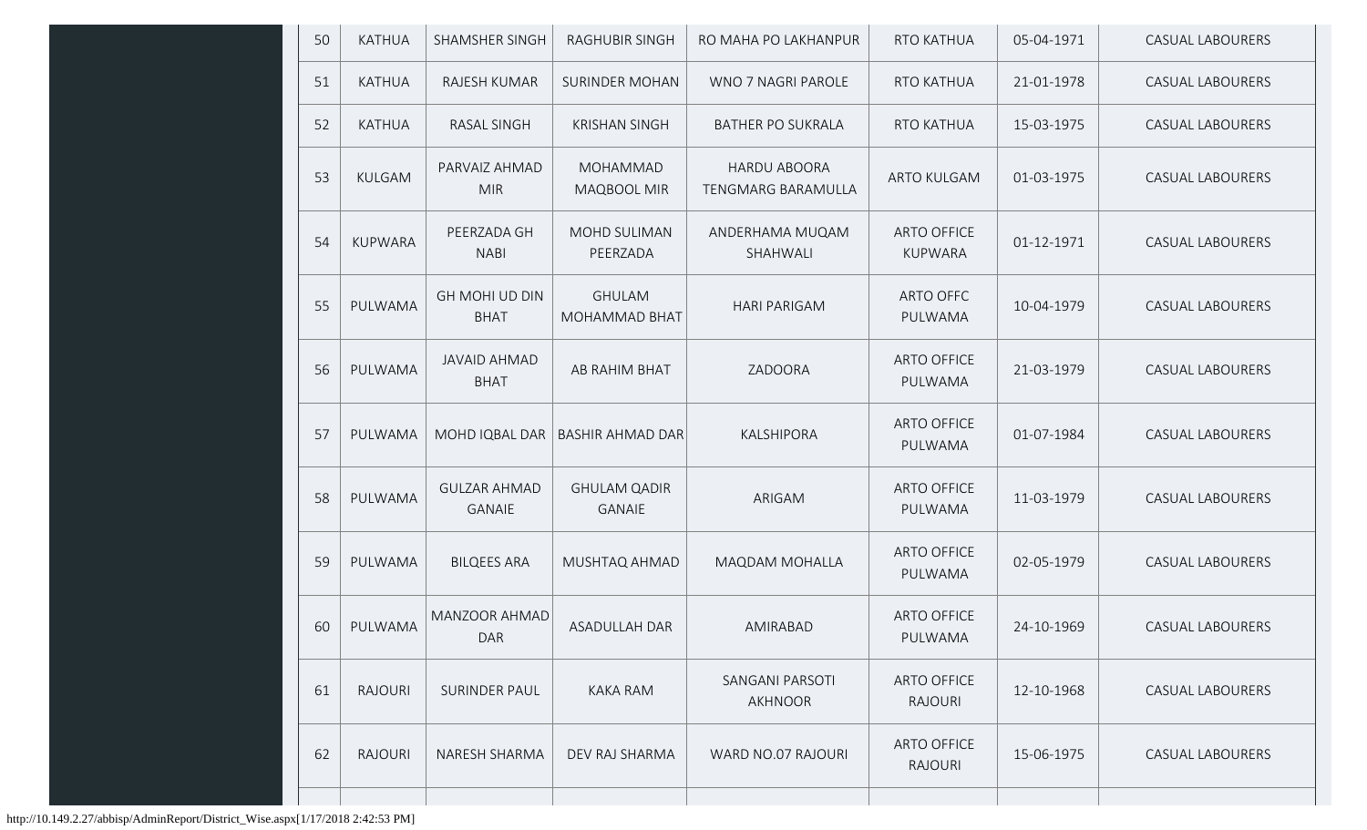| 50 | KATHUA | SHAMSHER SINGH | RAGHUBIR SINGH | RO MAHA PO LAKHANPUR | RTO KATHUA | 05-04-1971 | CASUAL LABOURERS |
|---|---|---|---|---|---|---|---|
| 51 | KATHUA | RAJESH KUMAR | SURINDER MOHAN | WNO 7 NAGRI PAROLE | RTO KATHUA | 21-01-1978 | CASUAL LABOURERS |
| 52 | KATHUA | RASAL SINGH | KRISHAN SINGH | BATHER PO SUKRALA | RTO KATHUA | 15-03-1975 | CASUAL LABOURERS |
| 53 | KULGAM | PARVAIZ AHMAD MIR | MOHAMMAD MAQBOOL MIR | HARDU ABOORA TENGMARG BARAMULLA | ARTO KULGAM | 01-03-1975 | CASUAL LABOURERS |
| 54 | KUPWARA | PEERZADA GH NABI | MOHD SULIMAN PEERZADA | ANDERHAMA MUQAM SHAHWALI | ARTO OFFICE KUPWARA | 01-12-1971 | CASUAL LABOURERS |
| 55 | PULWAMA | GH MOHI UD DIN BHAT | GHULAM MOHAMMAD BHAT | HARI PARIGAM | ARTO OFFC PULWAMA | 10-04-1979 | CASUAL LABOURERS |
| 56 | PULWAMA | JAVAID AHMAD BHAT | AB RAHIM BHAT | ZADOORA | ARTO OFFICE PULWAMA | 21-03-1979 | CASUAL LABOURERS |
| 57 | PULWAMA | MOHD IQBAL DAR | BASHIR AHMAD DAR | KALSHIPORA | ARTO OFFICE PULWAMA | 01-07-1984 | CASUAL LABOURERS |
| 58 | PULWAMA | GULZAR AHMAD GANAIE | GHULAM QADIR GANAIE | ARIGAM | ARTO OFFICE PULWAMA | 11-03-1979 | CASUAL LABOURERS |
| 59 | PULWAMA | BILQEES ARA | MUSHTAQ AHMAD | MAQDAM MOHALLA | ARTO OFFICE PULWAMA | 02-05-1979 | CASUAL LABOURERS |
| 60 | PULWAMA | MANZOOR AHMAD DAR | ASADULLAH DAR | AMIRABAD | ARTO OFFICE PULWAMA | 24-10-1969 | CASUAL LABOURERS |
| 61 | RAJOURI | SURINDER PAUL | KAKA RAM | SANGANI PARSOTI AKHNOOR | ARTO OFFICE RAJOURI | 12-10-1968 | CASUAL LABOURERS |
| 62 | RAJOURI | NARESH SHARMA | DEV RAJ SHARMA | WARD NO.07 RAJOURI | ARTO OFFICE RAJOURI | 15-06-1975 | CASUAL LABOURERS |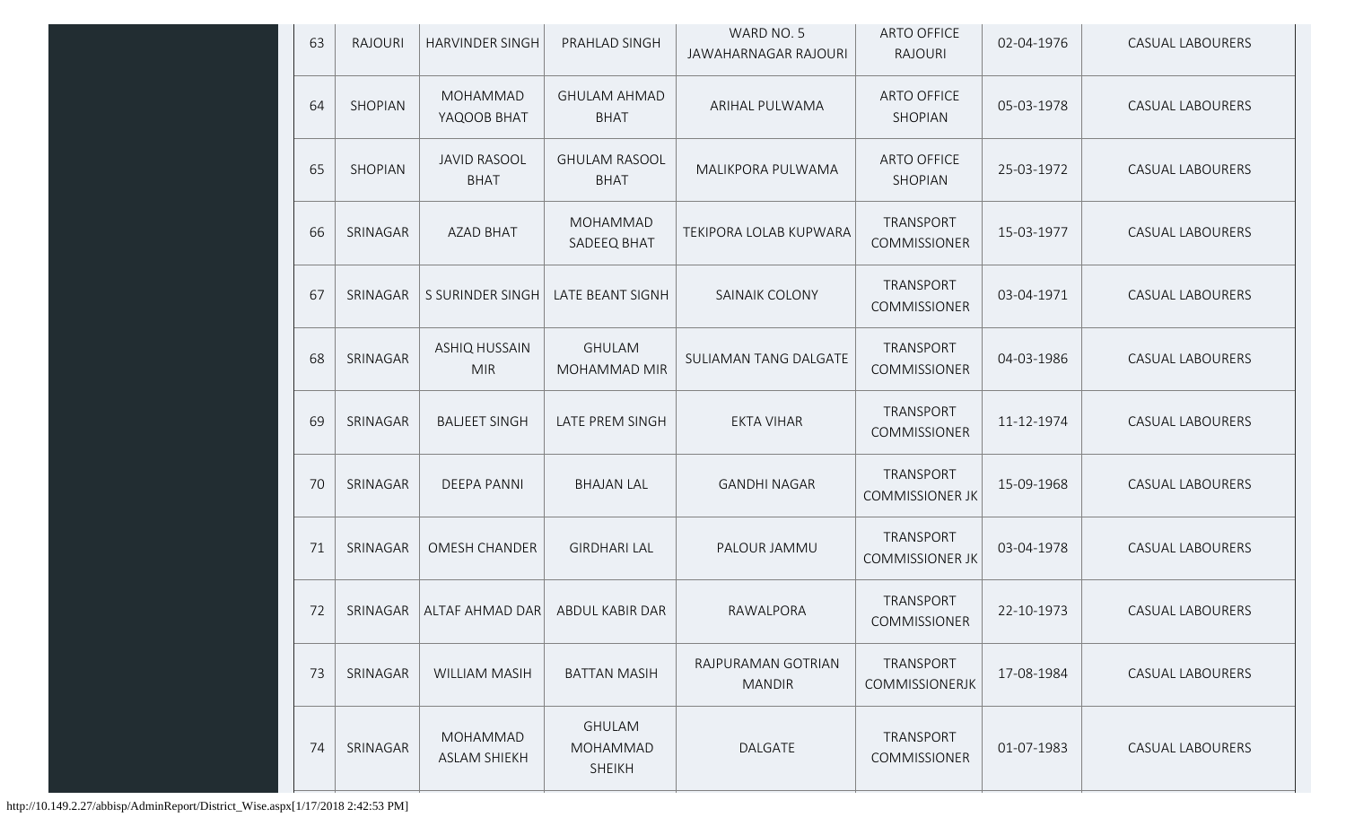| 63 | RAJOURI | HARVINDER SINGH | PRAHLAD SINGH | WARD NO. 5 JAWAHARNAGAR RAJOURI | ARTO OFFICE RAJOURI | 02-04-1976 | CASUAL LABOURERS |
|---|---|---|---|---|---|---|---|
| 64 | SHOPIAN | MOHAMMAD YAQOOB BHAT | GHULAM AHMAD BHAT | ARIHAL PULWAMA | ARTO OFFICE SHOPIAN | 05-03-1978 | CASUAL LABOURERS |
| 65 | SHOPIAN | JAVID RASOOL BHAT | GHULAM RASOOL BHAT | MALIKPORA PULWAMA | ARTO OFFICE SHOPIAN | 25-03-1972 | CASUAL LABOURERS |
| 66 | SRINAGAR | AZAD BHAT | MOHAMMAD SADEEQ BHAT | TEKIPORA LOLAB KUPWARA | TRANSPORT COMMISSIONER | 15-03-1977 | CASUAL LABOURERS |
| 67 | SRINAGAR | S SURINDER SINGH | LATE BEANT SIGNH | SAINAIK COLONY | TRANSPORT COMMISSIONER | 03-04-1971 | CASUAL LABOURERS |
| 68 | SRINAGAR | ASHIQ HUSSAIN MIR | GHULAM MOHAMMAD MIR | SULIAMAN TANG DALGATE | TRANSPORT COMMISSIONER | 04-03-1986 | CASUAL LABOURERS |
| 69 | SRINAGAR | BALJEET SINGH | LATE PREM SINGH | EKTA VIHAR | TRANSPORT COMMISSIONER | 11-12-1974 | CASUAL LABOURERS |
| 70 | SRINAGAR | DEEPA PANNI | BHAJAN LAL | GANDHI NAGAR | TRANSPORT COMMISSIONER JK | 15-09-1968 | CASUAL LABOURERS |
| 71 | SRINAGAR | OMESH CHANDER | GIRDHARI LAL | PALOUR JAMMU | TRANSPORT COMMISSIONER JK | 03-04-1978 | CASUAL LABOURERS |
| 72 | SRINAGAR | ALTAF AHMAD DAR | ABDUL KABIR DAR | RAWALPORA | TRANSPORT COMMISSIONER | 22-10-1973 | CASUAL LABOURERS |
| 73 | SRINAGAR | WILLIAM MASIH | BATTAN MASIH | RAJPURAMAN GOTRIAN MANDIR | TRANSPORT COMMISSIONERJK | 17-08-1984 | CASUAL LABOURERS |
| 74 | SRINAGAR | MOHAMMAD ASLAM SHIEKH | GHULAM MOHAMMAD SHEIKH | DALGATE | TRANSPORT COMMISSIONER | 01-07-1983 | CASUAL LABOURERS |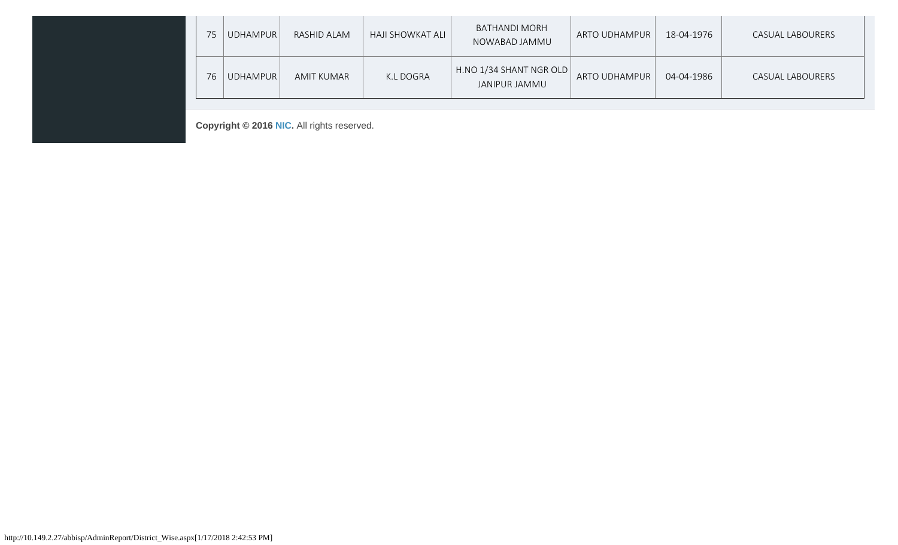| | | | | | | | |
|---|---|---|---|---|---|---|---|
| 75 | UDHAMPUR | RASHID ALAM | HAJI SHOWKAT ALI | BATHANDI MORH NOWABAD JAMMU | ARTO UDHAMPUR | 18-04-1976 | CASUAL LABOURERS |
| 76 | UDHAMPUR | AMIT KUMAR | K.L DOGRA | H.NO 1/34 SHANT NGR OLD JANIPUR JAMMU | ARTO UDHAMPUR | 04-04-1986 | CASUAL LABOURERS |

**Copyright © 2016 NIC.** All rights reserved.